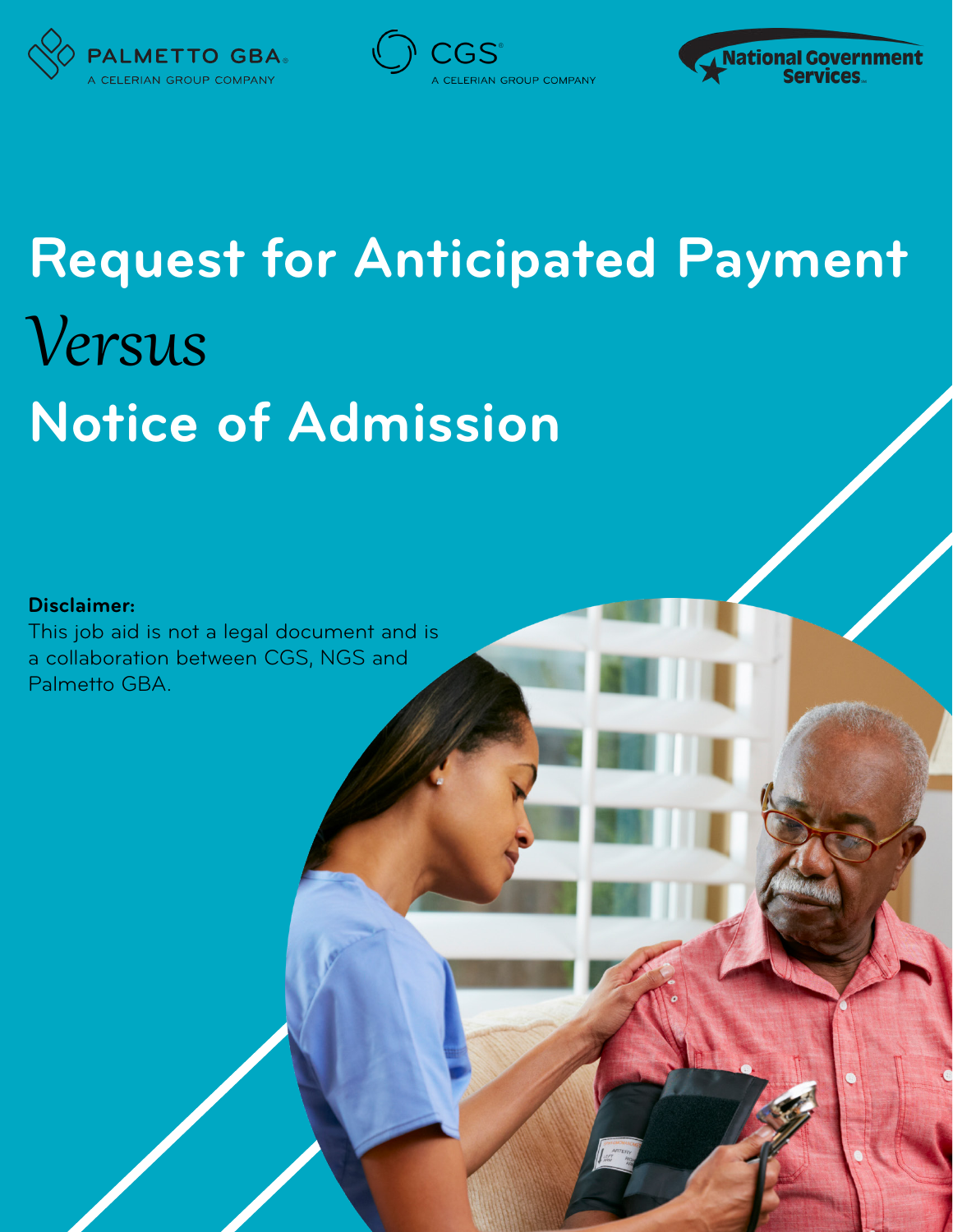PALMETTO GBA. A CELERIAN GROUP COMPANY

CGS A CELERIAN GROUP COMPANY

National Government Services

# Request for Anticipated Payment *Versus* Notice of Admission

**Disclaimer:**
This job aid is not a legal document and is a collaboration between CGS, NGS and Palmetto GBA.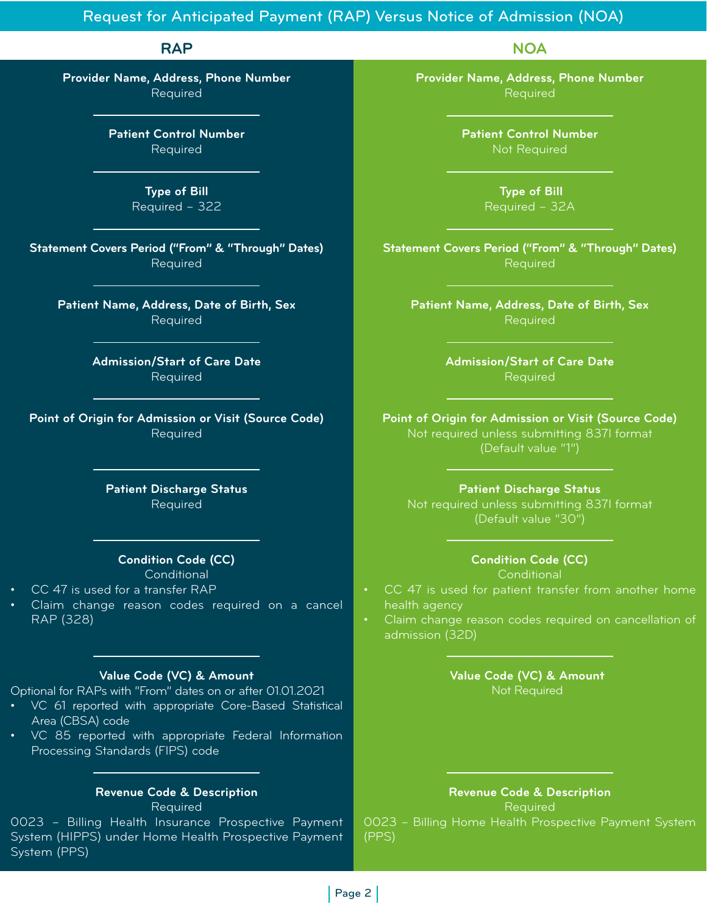## Request for Anticipated Payment (RAP) Versus Notice of Admission (NOA)

| | RAP | NOA |
|---|---|---|
| **Provider Name, Address, Phone Number** | Required | Required |
| **Patient Control Number** | Required | Not Required |
| **Type of Bill** | Required – 322 | Required – 32A |
| **Statement Covers Period ("From" & "Through" Dates)** | Required | Required |
| **Patient Name, Address, Date of Birth, Sex** | Required | Required |
| **Admission/Start of Care Date** | Required | Required |
| **Point of Origin for Admission or Visit (Source Code)** | Required | Not required unless submitting 837I format (Default value "1") |
| **Patient Discharge Status** | Required | Not required unless submitting 837I format (Default value "30") |
| **Condition Code (CC)** | Conditional<br>• CC 47 is used for a transfer RAP<br>• Claim change reason codes required on a cancel RAP (328) | Conditional<br>• CC 47 is used for patient transfer from another home health agency<br>• Claim change reason codes required on cancellation of admission (32D) |
| **Value Code (VC) & Amount** | Optional for RAPs with "From" dates on or after 01.01.2021<br>• VC 61 reported with appropriate Core-Based Statistical Area (CBSA) code<br>• VC 85 reported with appropriate Federal Information Processing Standards (FIPS) code | Not Required |
| **Revenue Code & Description** | Required<br>0023 – Billing Health Insurance Prospective Payment System (HIPPS) under Home Health Prospective Payment System (PPS) | Required<br>0023 – Billing Home Health Prospective Payment System (PPS) |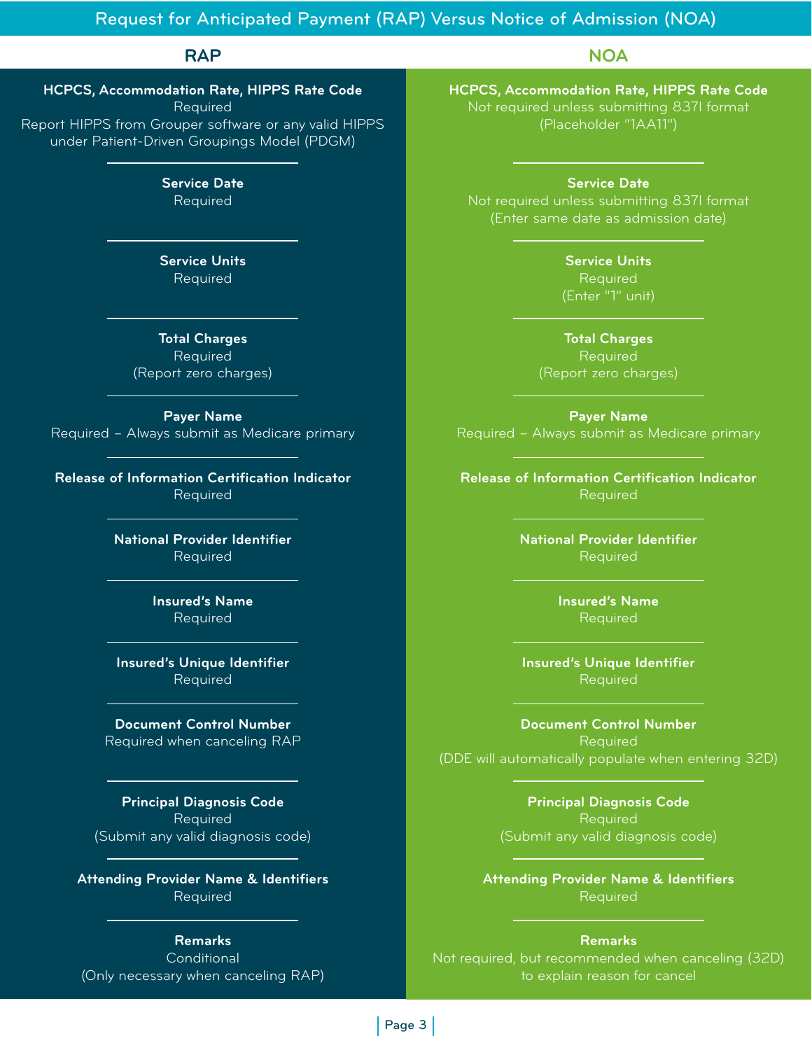# Request for Anticipated Payment (RAP) Versus Notice of Admission (NOA)

| Field | RAP | NOA |
| --- | --- | --- |
| **HCPCS, Accommodation Rate, HIPPS Rate Code** | Required<br>Report HIPPS from Grouper software or any valid HIPPS under Patient-Driven Groupings Model (PDGM) | Not required unless submitting 837I format<br>(Placeholder "1AA11") |
| **Service Date** | Required | Not required unless submitting 837I format<br>(Enter same date as admission date) |
| **Service Units** | Required | Required<br>(Enter "1" unit) |
| **Total Charges** | Required<br>(Report zero charges) | Required<br>(Report zero charges) |
| **Payer Name** | Required – Always submit as Medicare primary | Required – Always submit as Medicare primary |
| **Release of Information Certification Indicator** | Required | Required |
| **National Provider Identifier** | Required | Required |
| **Insured's Name** | Required | Required |
| **Insured's Unique Identifier** | Required | Required |
| **Document Control Number** | Required when canceling RAP | Required<br>(DDE will automatically populate when entering 32D) |
| **Principal Diagnosis Code** | Required<br>(Submit any valid diagnosis code) | Required<br>(Submit any valid diagnosis code) |
| **Attending Provider Name & Identifiers** | Required | Required |
| **Remarks** | Conditional<br>(Only necessary when canceling RAP) | Not required, but recommended when canceling (32D) to explain reason for cancel |